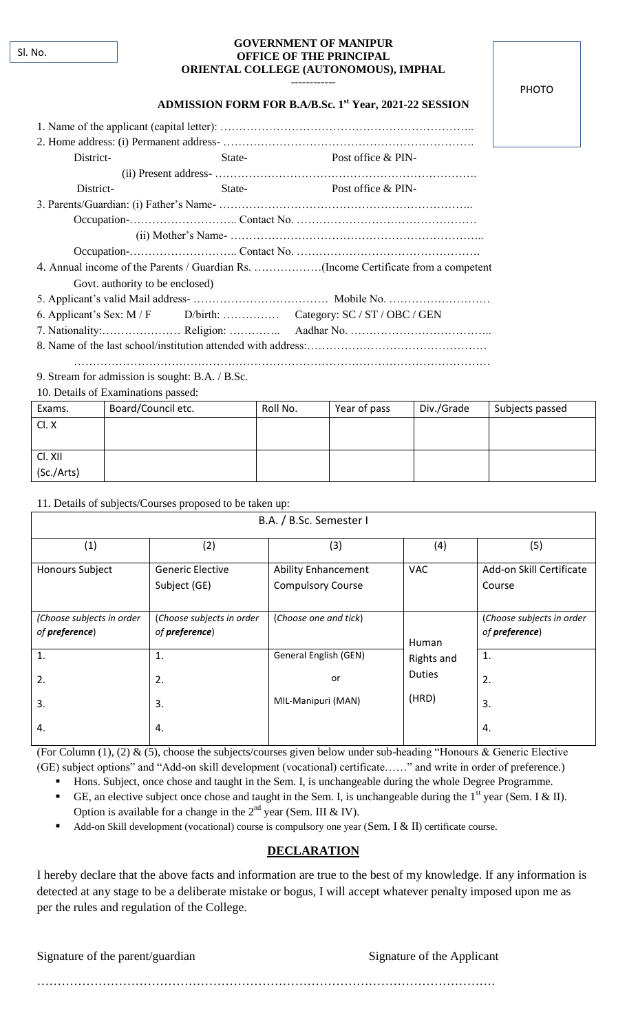Sl. No.

PHOTO

**GOVERNMENT OF MANIPUR**
**OFFICE OF THE PRINCIPAL**
**ORIENTAL COLLEGE (AUTONOMOUS), IMPHAL**

------------

## ADMISSION FORM FOR B.A/B.Sc. 1st Year, 2021-22 SESSION

1. Name of the applicant (capital letter): …………………………………………………………..
2. Home address: (i) Permanent address- ………………………………………………………….
   District- State- Post office & PIN-
   (ii) Present address- …………………………………………………………….
   District- State- Post office & PIN-
3. Parents/Guardian: (i) Father's Name- ………………………………………………………..
   Occupation-……………………….. Contact No. ……………………………………….
   (ii) Mother's Name- ………………………………………………………..
   Occupation-……………………….. Contact No. ……………………………………….
4. Annual income of the Parents / Guardian Rs. ………………(Income Certificate from a competent Govt. authority to be enclosed)
5. Applicant's valid Mail address- ……………………………… Mobile No. ………………………
6. Applicant's Sex: M / F D/birth: …………… Category: SC / ST / OBC / GEN
7. Nationality:………………… Religion: ………….. Aadhar No. ………………………………..
8. Name of the last school/institution attended with address:…………………………………………
   ……………………………………………………………………………………………………
9. Stream for admission is sought: B.A. / B.Sc.
10. Details of Examinations passed:

| Exams. | Board/Council etc. | Roll No. | Year of pass | Div./Grade | Subjects passed |
|---|---|---|---|---|---|
| Cl. X | | | | | |
| Cl. XII (Sc./Arts) | | | | | |

11. Details of subjects/Courses proposed to be taken up:

| B.A. / B.Sc. Semester I | | | | |
|---|---|---|---|---|
| (1) | (2) | (3) | (4) | (5) |
| Honours Subject | Generic Elective Subject (GE) | Ability Enhancement Compulsory Course | VAC | Add-on Skill Certificate Course |
| *(Choose subjects in order of* ***preference****)* | *(Choose subjects in order of* ***preference****)* | (*Choose one and tick*) | Human Rights and Duties (HRD) | *(Choose subjects in order of* ***preference****)* |
| 1. | 1. | General English (GEN) | | 1. |
| 2. | 2. | or | | 2. |
| 3. | 3. | MIL-Manipuri (MAN) | | 3. |
| 4. | 4. | | | 4. |

(For Column (1), (2) & (5), choose the subjects/courses given below under sub-heading "Honours & Generic Elective (GE) subject options" and "Add-on skill development (vocational) certificate……" and write in order of preference.)

- Hons. Subject, once chose and taught in the Sem. I, is unchangeable during the whole Degree Programme.
- GE, an elective subject once chose and taught in the Sem. I, is unchangeable during the 1st year (Sem. I & II). Option is available for a change in the 2nd year (Sem. III & IV).
- Add-on Skill development (vocational) course is compulsory one year (Sem. I & II) certificate course.

## DECLARATION

I hereby declare that the above facts and information are true to the best of my knowledge. If any information is detected at any stage to be a deliberate mistake or bogus, I will accept whatever penalty imposed upon me as per the rules and regulation of the College.

Signature of the parent/guardian Signature of the Applicant

…………………………………………………………………………………………………….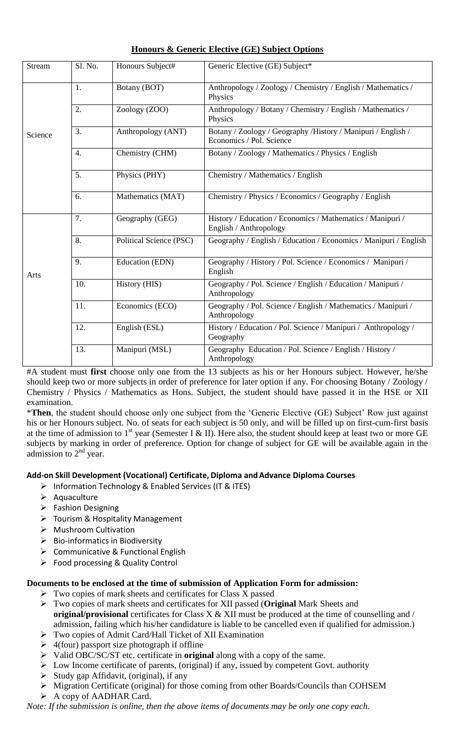## Honours & Generic Elective (GE) Subject Options

| Stream | Sl. No. | Honours Subject# | Generic Elective (GE) Subject* |
|---|---|---|---|
| Science | 1. | Botany (BOT) | Anthropology / Zoology / Chemistry / English / Mathematics / Physics |
| | 2. | Zoology (ZOO) | Anthropology / Botany / Chemistry / English / Mathematics / Physics |
| | 3. | Anthropology (ANT) | Botany / Zoology / Geography /History / Manipuri / English / Economics / Pol. Science |
| | 4. | Chemistry (CHM) | Botany / Zoology / Mathematics / Physics / English |
| | 5. | Physics (PHY) | Chemistry / Mathematics / English |
| | 6. | Mathematics (MAT) | Chemistry / Physics / Economics / Geography / English |
| Arts | 7. | Geography (GEG) | History / Education / Economics / Mathematics / Manipuri / English / Anthropology |
| | 8. | Political Science (PSC) | Geography / English / Education / Economics / Manipuri / English |
| | 9. | Education (EDN) | Geography / History / Pol. Science / Economics / Manipuri / English |
| | 10. | History (HIS) | Geography / Pol. Science / English / Education / Manipuri / Anthropology |
| | 11. | Economics (ECO) | Geography / Pol. Science / English / Mathematics / Manipuri / Anthropology |
| | 12. | English (ESL) | History / Education / Pol. Science / Manipuri / Anthropology / Geography |
| | 13. | Manipuri (MSL) | Geography Education / Pol. Science / English / History / Anthropology |

#A student must **first** choose only one from the 13 subjects as his or her Honours subject. However, he/she should keep two or more subjects in order of preference for later option if any. For choosing Botany / Zoology / Chemistry / Physics / Mathematics as Hons. Subject, the student should have passed it in the HSE or XII examination.

*__Then__, the student should choose only one subject from the 'Generic Elective (GE) Subject' Row just against his or her Honours subject. No. of seats for each subject is 50 only, and will be filled up on first-cum-first basis at the time of admission to 1st year (Semester I & II). Here also, the student should keep at least two or more GE subjects by marking in order of preference. Option for change of subject for GE will be available again in the admission to 2nd year.

### Add-on Skill Development (Vocational) Certificate, Diploma and Advance Diploma Courses

- Information Technology & Enabled Services (IT & ITES)
- Aquaculture
- Fashion Designing
- Tourism & Hospitality Management
- Mushroom Cultivation
- Bio-informatics in Biodiversity
- Communicative & Functional English
- Food processing & Quality Control

### Documents to be enclosed at the time of submission of Application Form for admission:

- Two copies of mark sheets and certificates for Class X passed
- Two copies of mark sheets and certificates for XII passed (**Original** Mark Sheets and **original/provisional** certificates for Class X & XII must be produced at the time of counselling and / admission, failing which his/her candidature is liable to be cancelled even if qualified for admission.)
- Two copies of Admit Card/Hall Ticket of XII Examination
- 4(four) passport size photograph if offline
- Valid OBC/SC/ST etc. certificate in **original** along with a copy of the same.
- Low Income certificate of parents, (original) if any, issued by competent Govt. authority
- Study gap Affidavit, (original), if any
- Migration Certificate (original) for those coming from other Boards/Councils than COHSEM
- A copy of AADHAR Card.

*Note: If the submission is online, then the above items of documents may be only one copy each.*